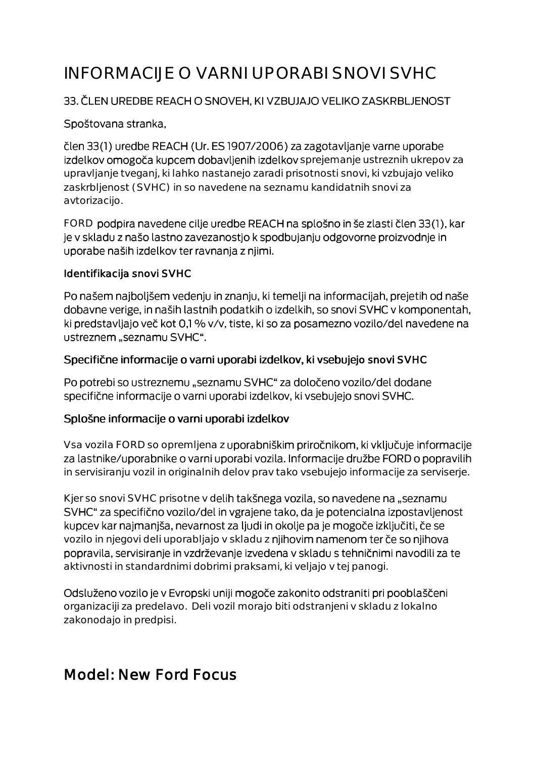# INFORMACIJE O VARNI UPORABI SNOVI SVHC

33. ČLEN UREDBE REACH O SNOVEH, KI VZBUJAJO VELIKO ZASKRBLJENOST

Spoštovana stranka,

člen 33(1) uredbe REACH (Ur. ES 1907/2006) za zagotavljanje varne uporabe izdelkov omogoča kupcem dobavljenih izdelkov sprejemanje ustreznih ukrepov za upravljanje tveganj, ki lahko nastanejo zaradi prisotnosti snovi, ki vzbujajo veliko zaskrbljenost (SVHC) in so navedene na seznamu kandidatnih snovi za avtorizacijo.

FORD podpira navedene cilje uredbe REACH na splošno in še zlasti člen 33(1), kar je v skladu z našo lastno zavezanostjo k spodbujanju odgovorne proizvodnje in uporabe naših izdelkov ter ravnanja z njimi.

### Identifikacija snovi SVHC

Po našem najboljšem vedenju in znanju, ki temelji na informacijah, prejetih od naše dobavne verige, in naših lastnih podatkih o izdelkih, so snovi SVHC v komponentah, ki predstavljajo več kot 0,1 % v/v, tiste, ki so za posamezno vozilo/del navedene na ustreznem „seznamu SVHC“.

### Specifične informacije o varni uporabi izdelkov, ki vsebujejo snovi SVHC

Po potrebi so ustreznemu „seznamu SVHC“ za določeno vozilo/del dodane specifične informacije o varni uporabi izdelkov, ki vsebujejo snovi SVHC.

### Splošne informacije o varni uporabi izdelkov

Vsa vozila FORD so opremljena z uporabniškim priročnikom, ki vključuje informacije za lastnike/uporabnike o varni uporabi vozila. Informacije družbe FORD o popravilih in servisiranju vozil in originalnih delov prav tako vsebujejo informacije za serviserje.

Kjer so snovi SVHC prisotne v delih takšnega vozila, so navedene na „seznamu SVHC“ za specifično vozilo/del in vgrajene tako, da je potencialna izpostavljenost kupcev kar najmanjša, nevarnost za ljudi in okolje pa je mogoče izključiti, če se vozilo in njegovi deli uporabljajo v skladu z njihovim namenom ter če so njihova popravila, servisiranje in vzdrževanje izvedena v skladu s tehničnimi navodili za te aktivnosti in standardnimi dobrimi praksami, ki veljajo v tej panogi.

Odsluženo vozilo je v Evropski uniji mogoče zakonito odstraniti pri pooblaščeni organizaciji za predelavo. Deli vozil morajo biti odstranjeni v skladu z lokalno zakonodajo in predpisi.

## Model: New Ford Focus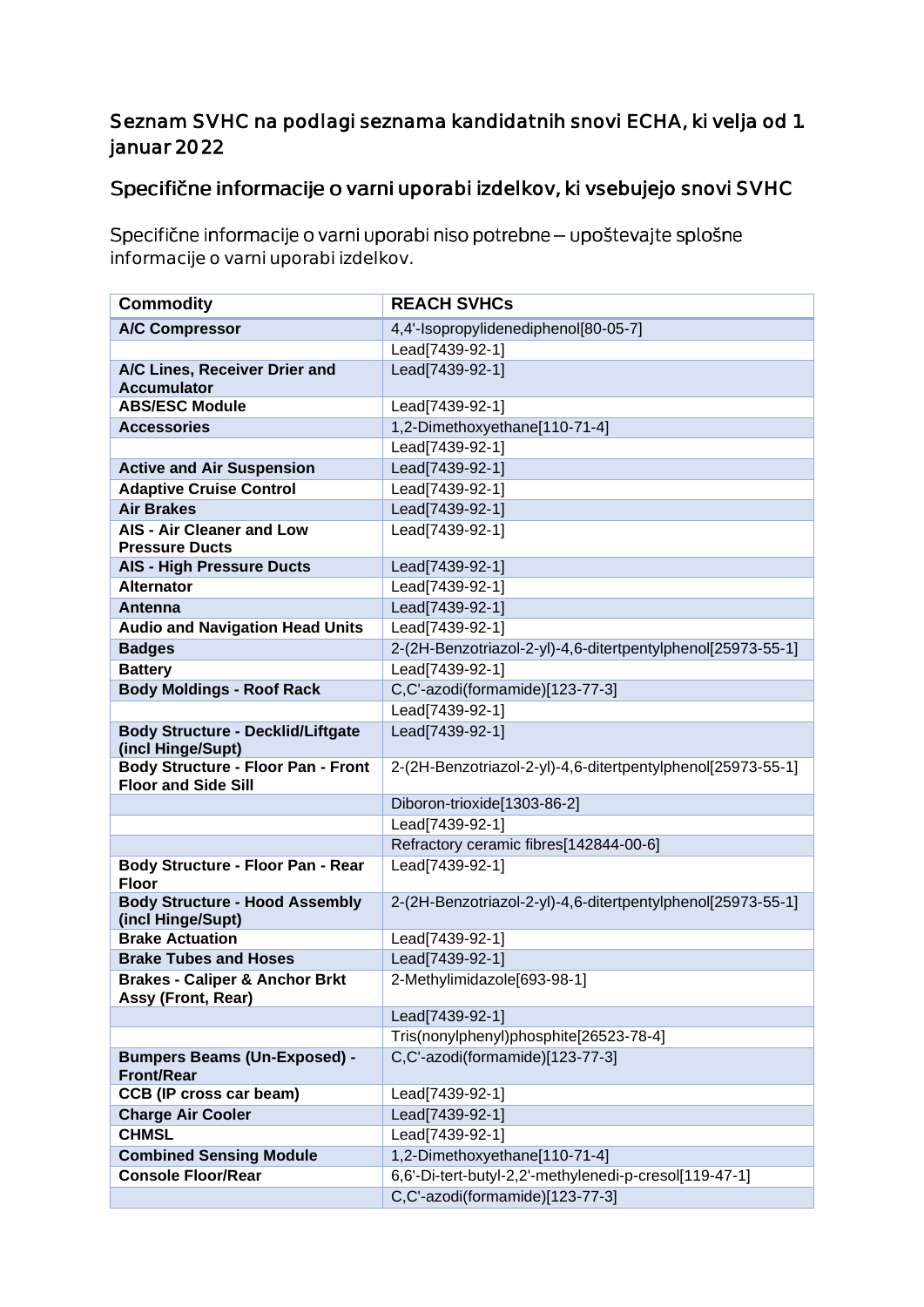## Seznam SVHC na podlagi seznama kandidatnih snovi ECHA, ki velja od 1. januar 2022

## Specifične informacije o varni uporabi izdelkov, ki vsebujejo snovi SVHC

Specifične informacije o varni uporabi niso potrebne – upoštevajte splošne informacije o varni uporabi izdelkov.

| Commodity | REACH SVHCs |
|---|---|
| **A/C Compressor** | 4,4'-Isopropylidenediphenol[80-05-7] |
| | Lead[7439-92-1] |
| **A/C Lines, Receiver Drier and Accumulator** | Lead[7439-92-1] |
| **ABS/ESC Module** | Lead[7439-92-1] |
| **Accessories** | 1,2-Dimethoxyethane[110-71-4] |
| | Lead[7439-92-1] |
| **Active and Air Suspension** | Lead[7439-92-1] |
| **Adaptive Cruise Control** | Lead[7439-92-1] |
| **Air Brakes** | Lead[7439-92-1] |
| **AIS - Air Cleaner and Low Pressure Ducts** | Lead[7439-92-1] |
| **AIS - High Pressure Ducts** | Lead[7439-92-1] |
| **Alternator** | Lead[7439-92-1] |
| **Antenna** | Lead[7439-92-1] |
| **Audio and Navigation Head Units** | Lead[7439-92-1] |
| **Badges** | 2-(2H-Benzotriazol-2-yl)-4,6-ditertpentylphenol[25973-55-1] |
| **Battery** | Lead[7439-92-1] |
| **Body Moldings - Roof Rack** | C,C'-azodi(formamide)[123-77-3] |
| | Lead[7439-92-1] |
| **Body Structure - Decklid/Liftgate (incl Hinge/Supt)** | Lead[7439-92-1] |
| **Body Structure - Floor Pan - Front Floor and Side Sill** | 2-(2H-Benzotriazol-2-yl)-4,6-ditertpentylphenol[25973-55-1] |
| | Diboron-trioxide[1303-86-2] |
| | Lead[7439-92-1] |
| | Refractory ceramic fibres[142844-00-6] |
| **Body Structure - Floor Pan - Rear Floor** | Lead[7439-92-1] |
| **Body Structure - Hood Assembly (incl Hinge/Supt)** | 2-(2H-Benzotriazol-2-yl)-4,6-ditertpentylphenol[25973-55-1] |
| **Brake Actuation** | Lead[7439-92-1] |
| **Brake Tubes and Hoses** | Lead[7439-92-1] |
| **Brakes - Caliper & Anchor Brkt Assy (Front, Rear)** | 2-Methylimidazole[693-98-1] |
| | Lead[7439-92-1] |
| | Tris(nonylphenyl)phosphite[26523-78-4] |
| **Bumpers Beams (Un-Exposed) - Front/Rear** | C,C'-azodi(formamide)[123-77-3] |
| **CCB (IP cross car beam)** | Lead[7439-92-1] |
| **Charge Air Cooler** | Lead[7439-92-1] |
| **CHMSL** | Lead[7439-92-1] |
| **Combined Sensing Module** | 1,2-Dimethoxyethane[110-71-4] |
| **Console Floor/Rear** | 6,6'-Di-tert-butyl-2,2'-methylenedi-p-cresol[119-47-1] |
| | C,C'-azodi(formamide)[123-77-3] |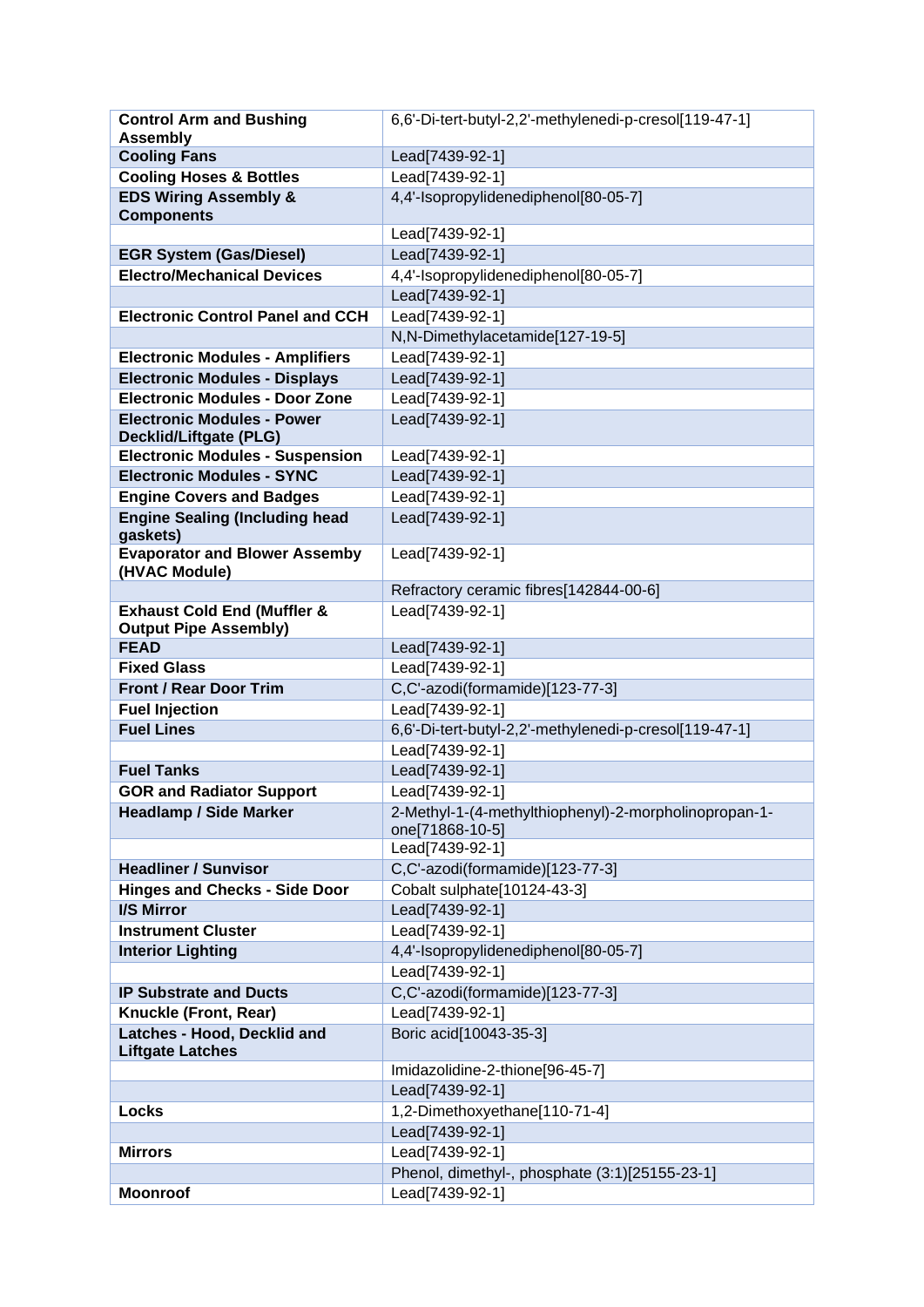| | |
|---|---|
| **Control Arm and Bushing Assembly** | 6,6'-Di-tert-butyl-2,2'-methylenedi-p-cresol[119-47-1] |
| **Cooling Fans** | Lead[7439-92-1] |
| **Cooling Hoses & Bottles** | Lead[7439-92-1] |
| **EDS Wiring Assembly & Components** | 4,4'-Isopropylidenediphenol[80-05-7] |
| | Lead[7439-92-1] |
| **EGR System (Gas/Diesel)** | Lead[7439-92-1] |
| **Electro/Mechanical Devices** | 4,4'-Isopropylidenediphenol[80-05-7] |
| | Lead[7439-92-1] |
| **Electronic Control Panel and CCH** | Lead[7439-92-1] |
| | N,N-Dimethylacetamide[127-19-5] |
| **Electronic Modules - Amplifiers** | Lead[7439-92-1] |
| **Electronic Modules - Displays** | Lead[7439-92-1] |
| **Electronic Modules - Door Zone** | Lead[7439-92-1] |
| **Electronic Modules - Power Decklid/Liftgate (PLG)** | Lead[7439-92-1] |
| **Electronic Modules - Suspension** | Lead[7439-92-1] |
| **Electronic Modules - SYNC** | Lead[7439-92-1] |
| **Engine Covers and Badges** | Lead[7439-92-1] |
| **Engine Sealing (Including head gaskets)** | Lead[7439-92-1] |
| **Evaporator and Blower Assemby (HVAC Module)** | Lead[7439-92-1] |
| | Refractory ceramic fibres[142844-00-6] |
| **Exhaust Cold End (Muffler & Output Pipe Assembly)** | Lead[7439-92-1] |
| **FEAD** | Lead[7439-92-1] |
| **Fixed Glass** | Lead[7439-92-1] |
| **Front / Rear Door Trim** | C,C'-azodi(formamide)[123-77-3] |
| **Fuel Injection** | Lead[7439-92-1] |
| **Fuel Lines** | 6,6'-Di-tert-butyl-2,2'-methylenedi-p-cresol[119-47-1] |
| | Lead[7439-92-1] |
| **Fuel Tanks** | Lead[7439-92-1] |
| **GOR and Radiator Support** | Lead[7439-92-1] |
| **Headlamp / Side Marker** | 2-Methyl-1-(4-methylthiophenyl)-2-morpholinopropan-1-one[71868-10-5] |
| | Lead[7439-92-1] |
| **Headliner / Sunvisor** | C,C'-azodi(formamide)[123-77-3] |
| **Hinges and Checks - Side Door** | Cobalt sulphate[10124-43-3] |
| **I/S Mirror** | Lead[7439-92-1] |
| **Instrument Cluster** | Lead[7439-92-1] |
| **Interior Lighting** | 4,4'-Isopropylidenediphenol[80-05-7] |
| | Lead[7439-92-1] |
| **IP Substrate and Ducts** | C,C'-azodi(formamide)[123-77-3] |
| **Knuckle (Front, Rear)** | Lead[7439-92-1] |
| **Latches - Hood, Decklid and Liftgate Latches** | Boric acid[10043-35-3] |
| | Imidazolidine-2-thione[96-45-7] |
| | Lead[7439-92-1] |
| **Locks** | 1,2-Dimethoxyethane[110-71-4] |
| | Lead[7439-92-1] |
| **Mirrors** | Lead[7439-92-1] |
| | Phenol, dimethyl-, phosphate (3:1)[25155-23-1] |
| **Moonroof** | Lead[7439-92-1] |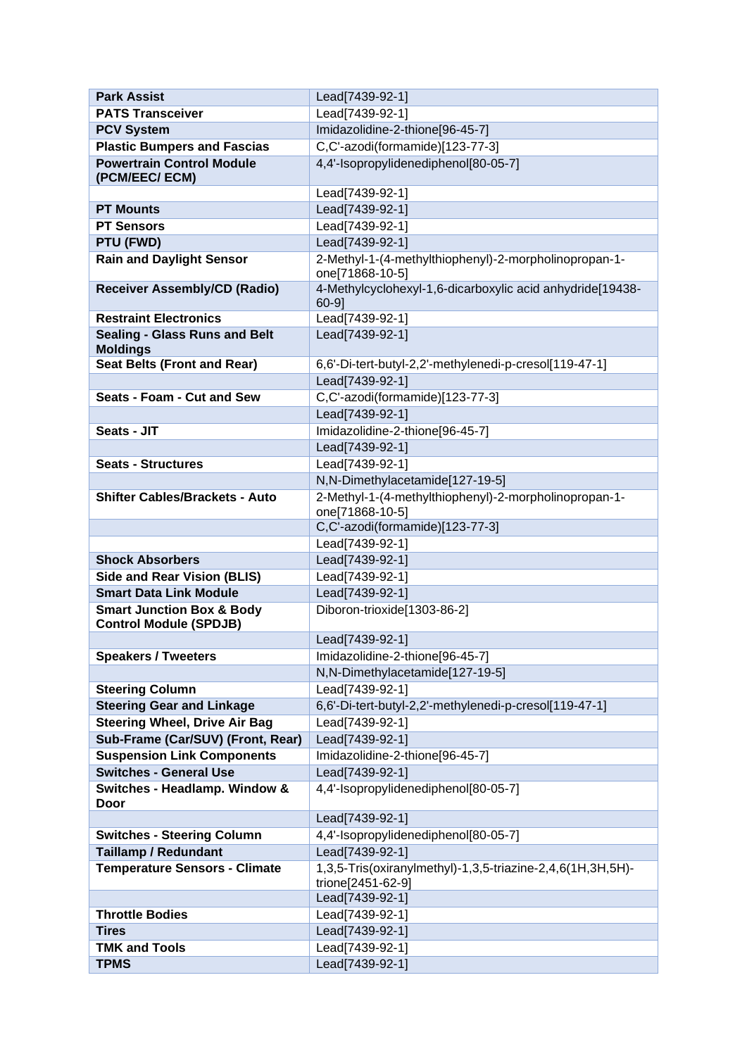| **Park Assist** | Lead[7439-92-1] |
|---|---|
| **PATS Transceiver** | Lead[7439-92-1] |
| **PCV System** | Imidazolidine-2-thione[96-45-7] |
| **Plastic Bumpers and Fascias** | C,C'-azodi(formamide)[123-77-3] |
| **Powertrain Control Module (PCM/EEC/ ECM)** | 4,4'-Isopropylidenediphenol[80-05-7] |
| | Lead[7439-92-1] |
| **PT Mounts** | Lead[7439-92-1] |
| **PT Sensors** | Lead[7439-92-1] |
| **PTU (FWD)** | Lead[7439-92-1] |
| **Rain and Daylight Sensor** | 2-Methyl-1-(4-methylthiophenyl)-2-morpholinopropan-1-one[71868-10-5] |
| **Receiver Assembly/CD (Radio)** | 4-Methylcyclohexyl-1,6-dicarboxylic acid anhydride[19438-60-9] |
| **Restraint Electronics** | Lead[7439-92-1] |
| **Sealing - Glass Runs and Belt Moldings** | Lead[7439-92-1] |
| **Seat Belts (Front and Rear)** | 6,6'-Di-tert-butyl-2,2'-methylenedi-p-cresol[119-47-1] |
| | Lead[7439-92-1] |
| **Seats - Foam - Cut and Sew** | C,C'-azodi(formamide)[123-77-3] |
| | Lead[7439-92-1] |
| **Seats - JIT** | Imidazolidine-2-thione[96-45-7] |
| | Lead[7439-92-1] |
| **Seats - Structures** | Lead[7439-92-1] |
| | N,N-Dimethylacetamide[127-19-5] |
| **Shifter Cables/Brackets - Auto** | 2-Methyl-1-(4-methylthiophenyl)-2-morpholinopropan-1-one[71868-10-5] |
| | C,C'-azodi(formamide)[123-77-3] |
| | Lead[7439-92-1] |
| **Shock Absorbers** | Lead[7439-92-1] |
| **Side and Rear Vision (BLIS)** | Lead[7439-92-1] |
| **Smart Data Link Module** | Lead[7439-92-1] |
| **Smart Junction Box & Body Control Module (SPDJB)** | Diboron-trioxide[1303-86-2] |
| | Lead[7439-92-1] |
| **Speakers / Tweeters** | Imidazolidine-2-thione[96-45-7] |
| | N,N-Dimethylacetamide[127-19-5] |
| **Steering Column** | Lead[7439-92-1] |
| **Steering Gear and Linkage** | 6,6'-Di-tert-butyl-2,2'-methylenedi-p-cresol[119-47-1] |
| **Steering Wheel, Drive Air Bag** | Lead[7439-92-1] |
| **Sub-Frame (Car/SUV) (Front, Rear)** | Lead[7439-92-1] |
| **Suspension Link Components** | Imidazolidine-2-thione[96-45-7] |
| **Switches - General Use** | Lead[7439-92-1] |
| **Switches - Headlamp. Window & Door** | 4,4'-Isopropylidenediphenol[80-05-7] |
| | Lead[7439-92-1] |
| **Switches - Steering Column** | 4,4'-Isopropylidenediphenol[80-05-7] |
| **Taillamp / Redundant** | Lead[7439-92-1] |
| **Temperature Sensors - Climate** | 1,3,5-Tris(oxiranylmethyl)-1,3,5-triazine-2,4,6(1H,3H,5H)-trione[2451-62-9] |
| | Lead[7439-92-1] |
| **Throttle Bodies** | Lead[7439-92-1] |
| **Tires** | Lead[7439-92-1] |
| **TMK and Tools** | Lead[7439-92-1] |
| **TPMS** | Lead[7439-92-1] |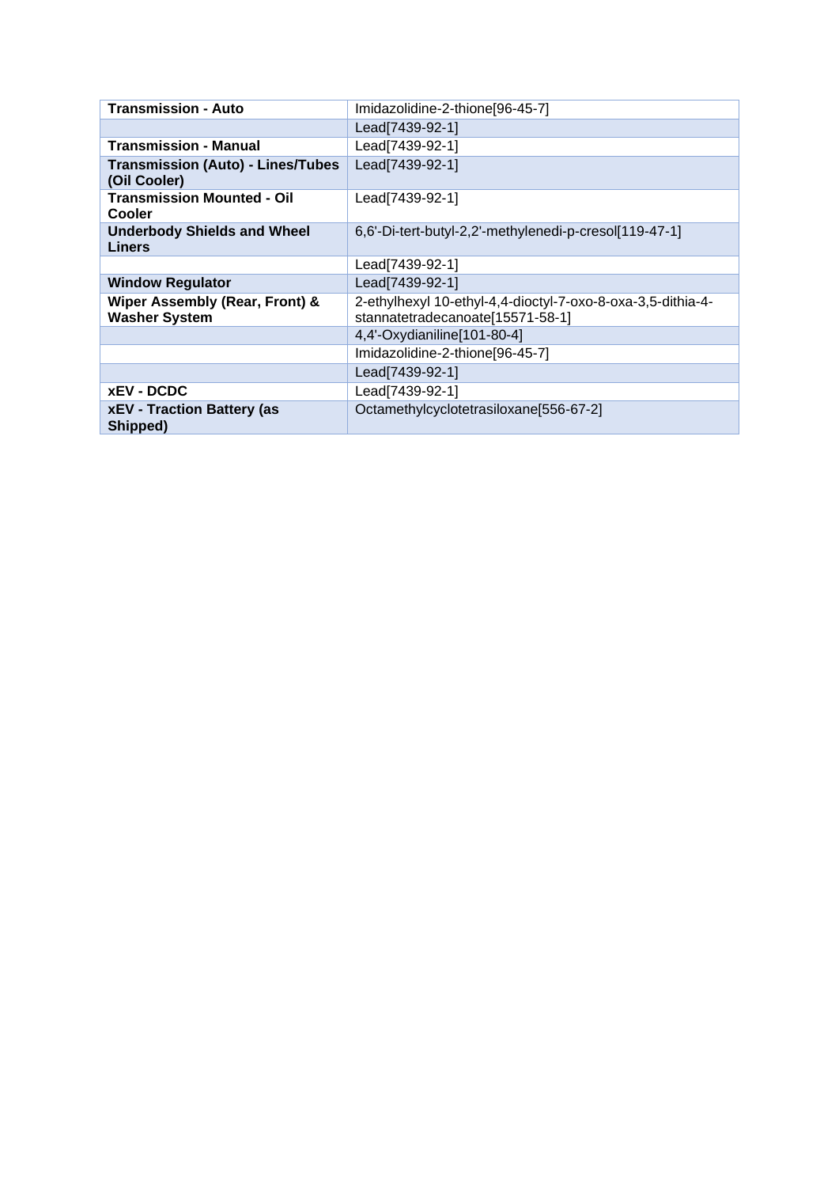| | |
|---|---|
| **Transmission - Auto** | Imidazolidine-2-thione[96-45-7] |
| | Lead[7439-92-1] |
| **Transmission - Manual** | Lead[7439-92-1] |
| **Transmission (Auto) - Lines/Tubes (Oil Cooler)** | Lead[7439-92-1] |
| **Transmission Mounted - Oil Cooler** | Lead[7439-92-1] |
| **Underbody Shields and Wheel Liners** | 6,6'-Di-tert-butyl-2,2'-methylenedi-p-cresol[119-47-1] |
| | Lead[7439-92-1] |
| **Window Regulator** | Lead[7439-92-1] |
| **Wiper Assembly (Rear, Front) & Washer System** | 2-ethylhexyl 10-ethyl-4,4-dioctyl-7-oxo-8-oxa-3,5-dithia-4-stannatetradecanoate[15571-58-1] |
| | 4,4'-Oxydianiline[101-80-4] |
| | Imidazolidine-2-thione[96-45-7] |
| | Lead[7439-92-1] |
| **xEV - DCDC** | Lead[7439-92-1] |
| **xEV - Traction Battery (as Shipped)** | Octamethylcyclotetrasiloxane[556-67-2] |